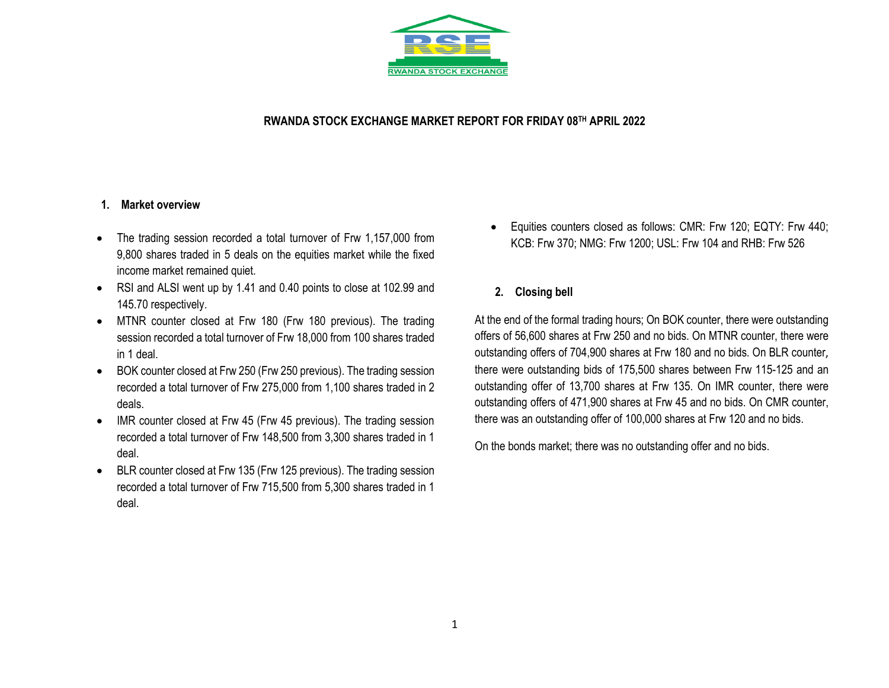RWANDA STOCK EXCHANGE

# RWANDA STOCK EXCHANGE MARKET REPORT FOR FRIDAY 08TH APRIL 2022

## 1. Market overview

- The trading session recorded a total turnover of Frw 1,157,000 from 9,800 shares traded in 5 deals on the equities market while the fixed income market remained quiet.
- RSI and ALSI went up by 1.41 and 0.40 points to close at 102.99 and 145.70 respectively.
- MTNR counter closed at Frw 180 (Frw 180 previous). The trading session recorded a total turnover of Frw 18,000 from 100 shares traded in 1 deal.
- BOK counter closed at Frw 250 (Frw 250 previous). The trading session recorded a total turnover of Frw 275,000 from 1,100 shares traded in 2 deals.
- IMR counter closed at Frw 45 (Frw 45 previous). The trading session recorded a total turnover of Frw 148,500 from 3,300 shares traded in 1 deal.
- BLR counter closed at Frw 135 (Frw 125 previous). The trading session recorded a total turnover of Frw 715,500 from 5,300 shares traded in 1 deal.
- Equities counters closed as follows: CMR: Frw 120; EQTY: Frw 440; KCB: Frw 370; NMG: Frw 1200; USL: Frw 104 and RHB: Frw 526

## 2. Closing bell

At the end of the formal trading hours; On BOK counter, there were outstanding offers of 56,600 shares at Frw 250 and no bids. On MTNR counter, there were outstanding offers of 704,900 shares at Frw 180 and no bids. On BLR counter, there were outstanding bids of 175,500 shares between Frw 115-125 and an outstanding offer of 13,700 shares at Frw 135. On IMR counter, there were outstanding offers of 471,900 shares at Frw 45 and no bids. On CMR counter, there was an outstanding offer of 100,000 shares at Frw 120 and no bids.

On the bonds market; there was no outstanding offer and no bids.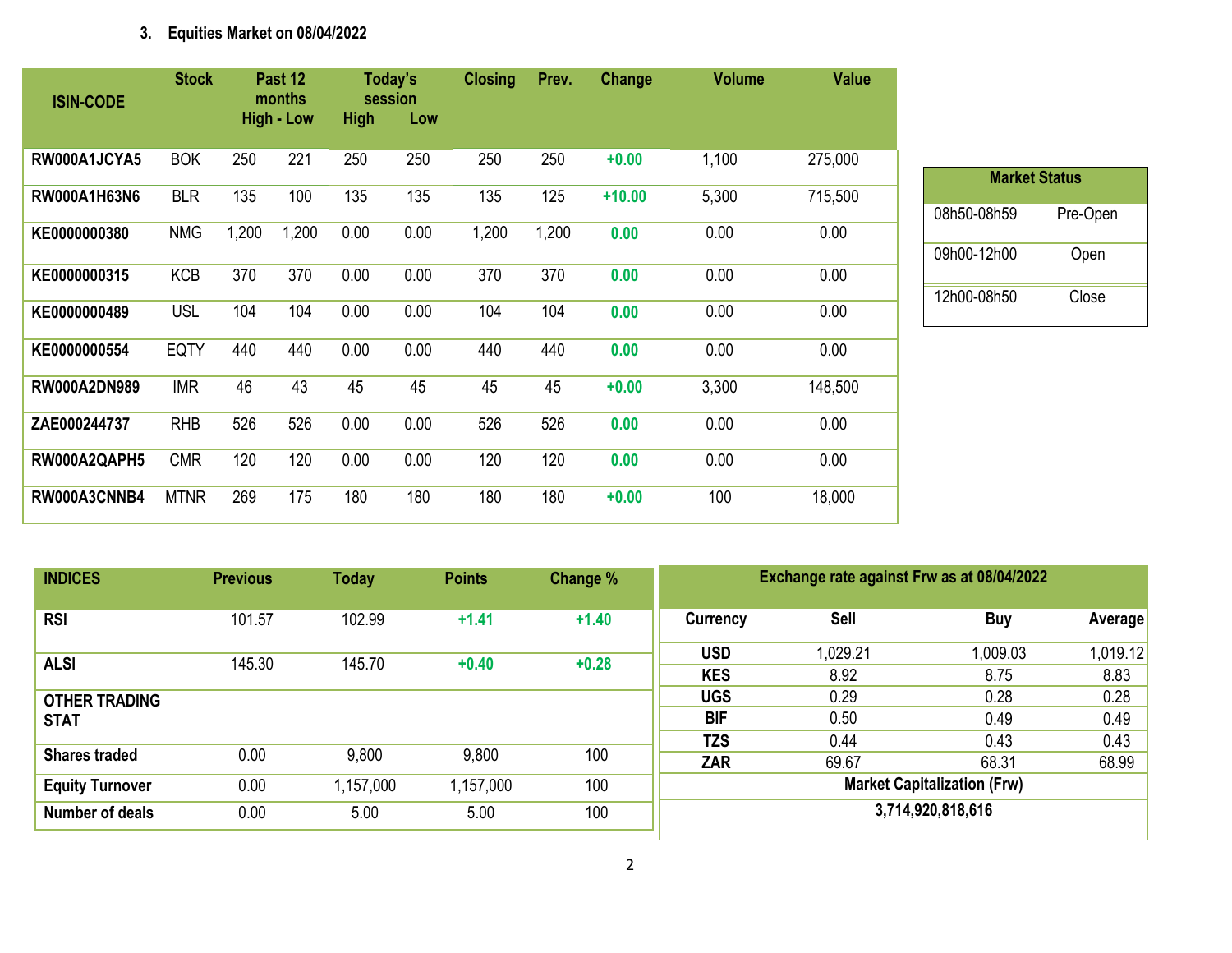### 3. Equities Market on 08/04/2022

| ISIN-CODE | Stock | Past 12 months High - Low | | Today's session High | Low | Closing | Prev. | Change | Volume | Value |
|---|---|---|---|---|---|---|---|---|---|---|
| RW000A1JCYA5 | BOK | 250 | 221 | 250 | 250 | 250 | 250 | +0.00 | 1,100 | 275,000 |
| RW000A1H63N6 | BLR | 135 | 100 | 135 | 135 | 135 | 125 | +10.00 | 5,300 | 715,500 |
| KE0000000380 | NMG | 1,200 | 1,200 | 0.00 | 0.00 | 1,200 | 1,200 | 0.00 | 0.00 | 0.00 |
| KE0000000315 | KCB | 370 | 370 | 0.00 | 0.00 | 370 | 370 | 0.00 | 0.00 | 0.00 |
| KE0000000489 | USL | 104 | 104 | 0.00 | 0.00 | 104 | 104 | 0.00 | 0.00 | 0.00 |
| KE0000000554 | EQTY | 440 | 440 | 0.00 | 0.00 | 440 | 440 | 0.00 | 0.00 | 0.00 |
| RW000A2DN989 | IMR | 46 | 43 | 45 | 45 | 45 | 45 | +0.00 | 3,300 | 148,500 |
| ZAE000244737 | RHB | 526 | 526 | 0.00 | 0.00 | 526 | 526 | 0.00 | 0.00 | 0.00 |
| RW000A2QAPH5 | CMR | 120 | 120 | 0.00 | 0.00 | 120 | 120 | 0.00 | 0.00 | 0.00 |
| RW000A3CNNB4 | MTNR | 269 | 175 | 180 | 180 | 180 | 180 | +0.00 | 100 | 18,000 |

| Market Status | |
|---|---|
| 08h50-08h59 | Pre-Open |
| 09h00-12h00 | Open |
| 12h00-08h50 | Close |

| INDICES | Previous | Today | Points | Change % |
|---|---|---|---|---|
| RSI | 101.57 | 102.99 | +1.41 | +1.40 |
| ALSI | 145.30 | 145.70 | +0.40 | +0.28 |
| OTHER TRADING STAT | | | | |
| Shares traded | 0.00 | 9,800 | 9,800 | 100 |
| Equity Turnover | 0.00 | 1,157,000 | 1,157,000 | 100 |
| Number of deals | 0.00 | 5.00 | 5.00 | 100 |

| Exchange rate against Frw as at 08/04/2022 | | | |
|---|---|---|---|
| Currency | Sell | Buy | Average |
| USD | 1,029.21 | 1,009.03 | 1,019.12 |
| KES | 8.92 | 8.75 | 8.83 |
| UGS | 0.29 | 0.28 | 0.28 |
| BIF | 0.50 | 0.49 | 0.49 |
| TZS | 0.44 | 0.43 | 0.43 |
| ZAR | 69.67 | 68.31 | 68.99 |
| Market Capitalization (Frw) | | | |
| 3,714,920,818,616 | | | |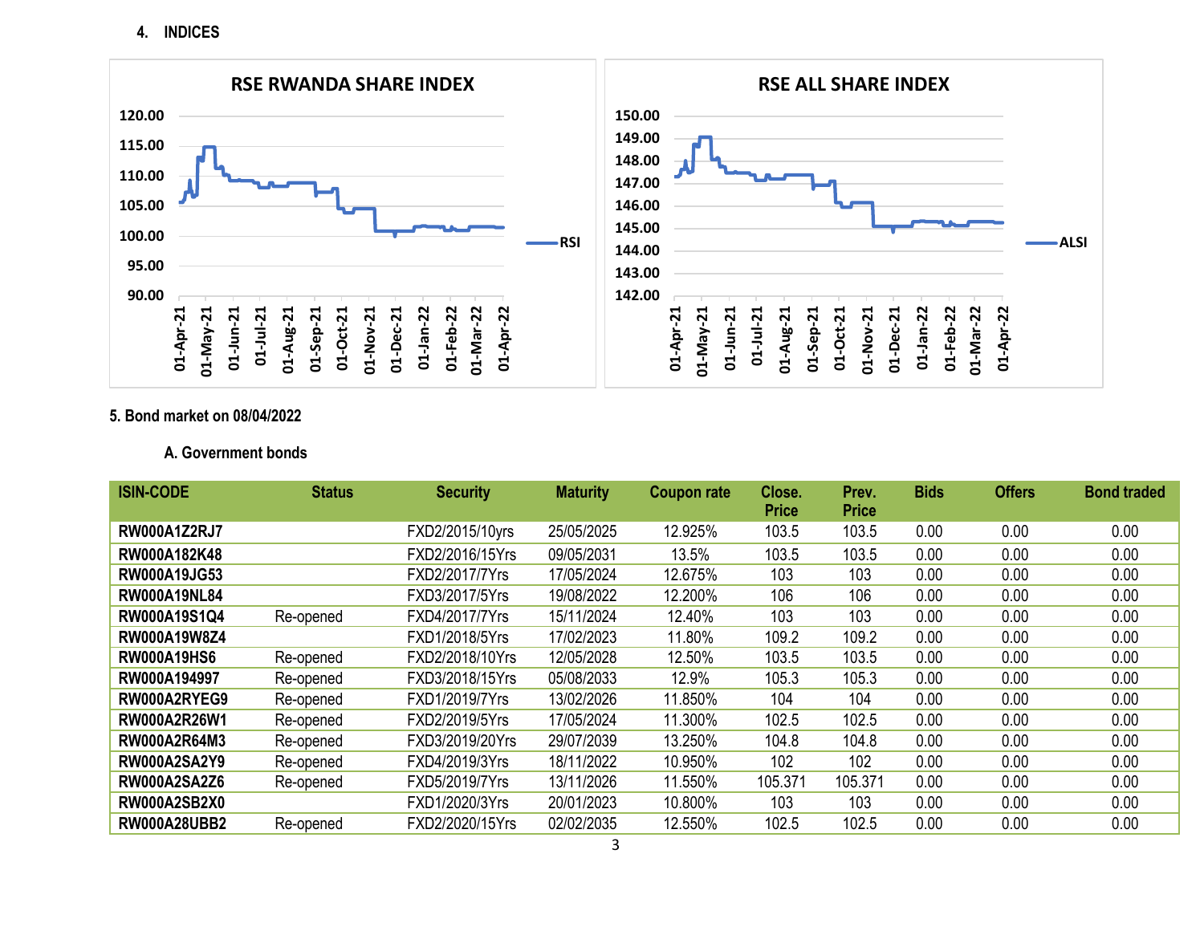## 4. INDICES

**RSE RWANDA SHARE INDEX**

**RSE ALL SHARE INDEX**

## 5. Bond market on 08/04/2022

### A. Government bonds

| ISIN-CODE | Status | Security | Maturity | Coupon rate | Close. Price | Prev. Price | Bids | Offers | Bond traded |
|---|---|---|---|---|---|---|---|---|---|
| **RW000A1Z2RJ7** | | FXD2/2015/10yrs | 25/05/2025 | 12.925% | 103.5 | 103.5 | 0.00 | 0.00 | 0.00 |
| **RW000A182K48** | | FXD2/2016/15Yrs | 09/05/2031 | 13.5% | 103.5 | 103.5 | 0.00 | 0.00 | 0.00 |
| **RW000A19JG53** | | FXD2/2017/7Yrs | 17/05/2024 | 12.675% | 103 | 103 | 0.00 | 0.00 | 0.00 |
| **RW000A19NL84** | | FXD3/2017/5Yrs | 19/08/2022 | 12.200% | 106 | 106 | 0.00 | 0.00 | 0.00 |
| **RW000A19S1Q4** | Re-opened | FXD4/2017/7Yrs | 15/11/2024 | 12.40% | 103 | 103 | 0.00 | 0.00 | 0.00 |
| **RW000A19W8Z4** | | FXD1/2018/5Yrs | 17/02/2023 | 11.80% | 109.2 | 109.2 | 0.00 | 0.00 | 0.00 |
| **RW000A19HS6** | Re-opened | FXD2/2018/10Yrs | 12/05/2028 | 12.50% | 103.5 | 103.5 | 0.00 | 0.00 | 0.00 |
| **RW000A194997** | Re-opened | FXD3/2018/15Yrs | 05/08/2033 | 12.9% | 105.3 | 105.3 | 0.00 | 0.00 | 0.00 |
| **RW000A2RYEG9** | Re-opened | FXD1/2019/7Yrs | 13/02/2026 | 11.850% | 104 | 104 | 0.00 | 0.00 | 0.00 |
| **RW000A2R26W1** | Re-opened | FXD2/2019/5Yrs | 17/05/2024 | 11.300% | 102.5 | 102.5 | 0.00 | 0.00 | 0.00 |
| **RW000A2R64M3** | Re-opened | FXD3/2019/20Yrs | 29/07/2039 | 13.250% | 104.8 | 104.8 | 0.00 | 0.00 | 0.00 |
| **RW000A2SA2Y9** | Re-opened | FXD4/2019/3Yrs | 18/11/2022 | 10.950% | 102 | 102 | 0.00 | 0.00 | 0.00 |
| **RW000A2SA2Z6** | Re-opened | FXD5/2019/7Yrs | 13/11/2026 | 11.550% | 105.371 | 105.371 | 0.00 | 0.00 | 0.00 |
| **RW000A2SB2X0** | | FXD1/2020/3Yrs | 20/01/2023 | 10.800% | 103 | 103 | 0.00 | 0.00 | 0.00 |
| **RW000A28UBB2** | Re-opened | FXD2/2020/15Yrs | 02/02/2035 | 12.550% | 102.5 | 102.5 | 0.00 | 0.00 | 0.00 |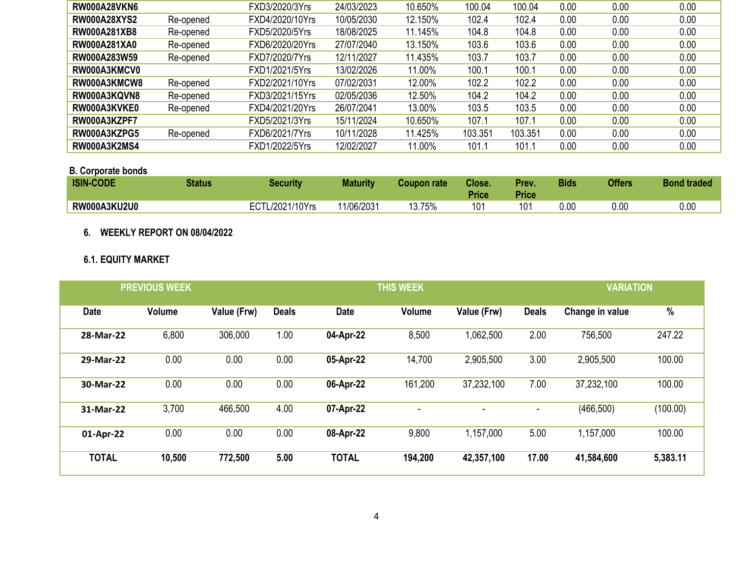| RW000A28VKN6 | | FXD3/2020/3Yrs | 24/03/2023 | 10.650% | 100.04 | 100.04 | 0.00 | 0.00 | 0.00 |
|---|---|---|---|---|---|---|---|---|---|
| RW000A28XYS2 | Re-opened | FXD4/2020/10Yrs | 10/05/2030 | 12.150% | 102.4 | 102.4 | 0.00 | 0.00 | 0.00 |
| RW000A281XB8 | Re-opened | FXD5/2020/5Yrs | 18/08/2025 | 11.145% | 104.8 | 104.8 | 0.00 | 0.00 | 0.00 |
| RW000A281XA0 | Re-opened | FXD6/2020/20Yrs | 27/07/2040 | 13.150% | 103.6 | 103.6 | 0.00 | 0.00 | 0.00 |
| RW000A283W59 | Re-opened | FXD7/2020/7Yrs | 12/11/2027 | 11.435% | 103.7 | 103.7 | 0.00 | 0.00 | 0.00 |
| RW000A3KMCV0 | | FXD1/2021/5Yrs | 13/02/2026 | 11.00% | 100.1 | 100.1 | 0.00 | 0.00 | 0.00 |
| RW000A3KMCW8 | Re-opened | FXD2/2021/10Yrs | 07/02/2031 | 12.00% | 102.2 | 102.2 | 0.00 | 0.00 | 0.00 |
| RW000A3KQVN8 | Re-opened | FXD3/2021/15Yrs | 02/05/2036 | 12.50% | 104.2 | 104.2 | 0.00 | 0.00 | 0.00 |
| RW000A3KVKE0 | Re-opened | FXD4/2021/20Yrs | 26/07/2041 | 13.00% | 103.5 | 103.5 | 0.00 | 0.00 | 0.00 |
| RW000A3KZPF7 | | FXD5/2021/3Yrs | 15/11/2024 | 10.650% | 107.1 | 107.1 | 0.00 | 0.00 | 0.00 |
| RW000A3KZPG5 | Re-opened | FXD6/2021/7Yrs | 10/11/2028 | 11.425% | 103.351 | 103.351 | 0.00 | 0.00 | 0.00 |
| RW000A3K2MS4 | | FXD1/2022/5Yrs | 12/02/2027 | 11.00% | 101.1 | 101.1 | 0.00 | 0.00 | 0.00 |

**B. Corporate bonds**

| ISIN-CODE | Status | Security | Maturity | Coupon rate | Close. Price | Prev. Price | Bids | Offers | Bond traded |
|---|---|---|---|---|---|---|---|---|---|
| RW000A3KU2U0 | | ECTL/2021/10Yrs | 11/06/2031 | 13.75% | 101 | 101 | 0.00 | 0.00 | 0.00 |

## 6. WEEKLY REPORT ON 08/04/2022

### 6.1. EQUITY MARKET

| PREVIOUS WEEK | | | | THIS WEEK | | | | VARIATION | |
|---|---|---|---|---|---|---|---|---|---|
| Date | Volume | Value (Frw) | Deals | Date | Volume | Value (Frw) | Deals | Change in value | % |
| **28-Mar-22** | 6,800 | 306,000 | 1.00 | **04-Apr-22** | 8,500 | 1,062,500 | 2.00 | 756,500 | 247.22 |
| **29-Mar-22** | 0.00 | 0.00 | 0.00 | **05-Apr-22** | 14,700 | 2,905,500 | 3.00 | 2,905,500 | 100.00 |
| **30-Mar-22** | 0.00 | 0.00 | 0.00 | **06-Apr-22** | 161,200 | 37,232,100 | 7.00 | 37,232,100 | 100.00 |
| **31-Mar-22** | 3,700 | 466,500 | 4.00 | **07-Apr-22** | - | - | - | (466,500) | (100.00) |
| **01-Apr-22** | 0.00 | 0.00 | 0.00 | **08-Apr-22** | 9,800 | 1,157,000 | 5.00 | 1,157,000 | 100.00 |
| **TOTAL** | **10,500** | **772,500** | **5.00** | **TOTAL** | **194,200** | **42,357,100** | **17.00** | **41,584,600** | **5,383.11** |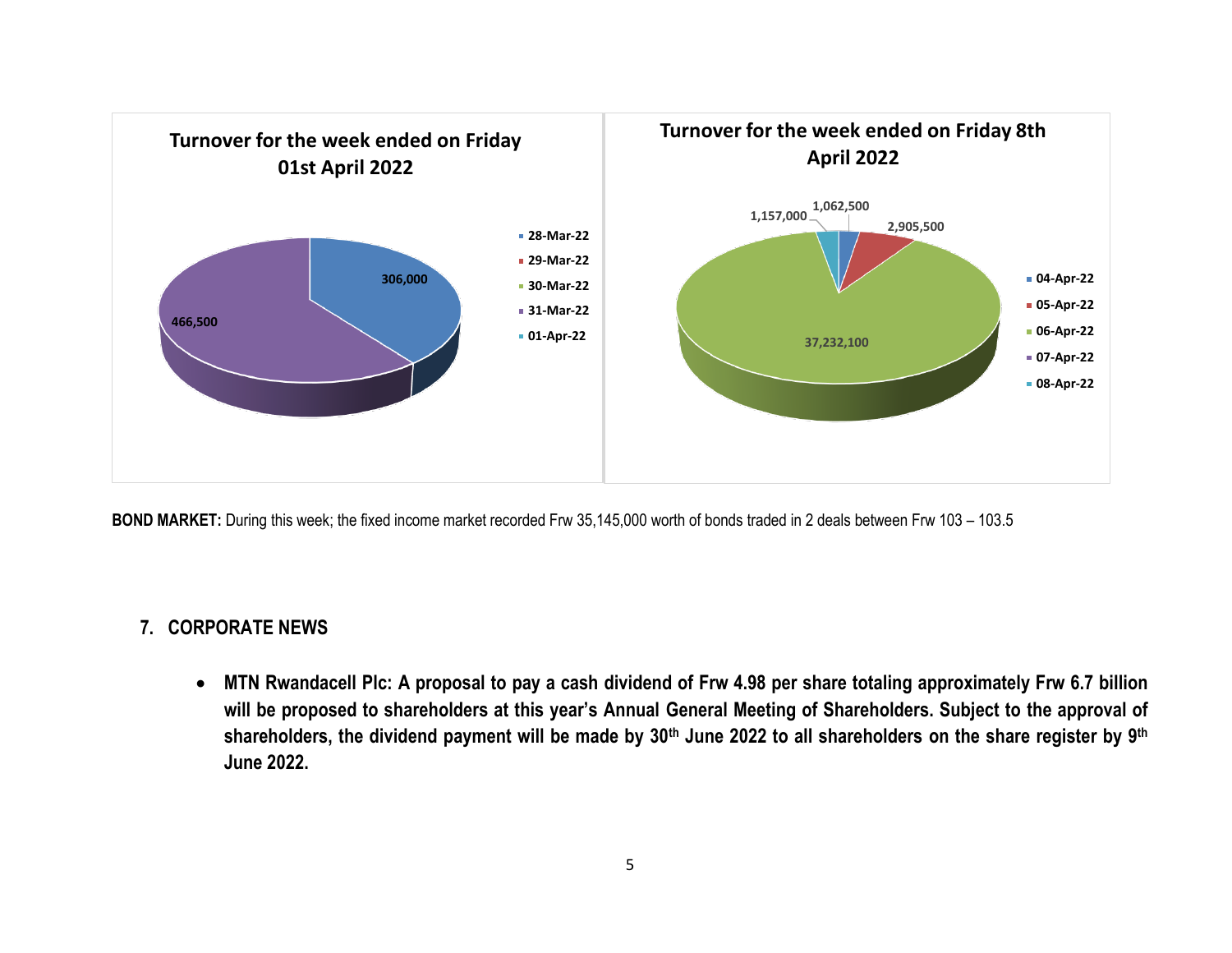**Turnover for the week ended on Friday 01st April 2022**

| Date | Turnover |
|---|---|
| 28-Mar-22 | 306,000 |
| 29-Mar-22 | |
| 30-Mar-22 | |
| 31-Mar-22 | 466,500 |
| 01-Apr-22 | |

**Turnover for the week ended on Friday 8th April 2022**

| Date | Turnover |
|---|---|
| 04-Apr-22 | 1,062,500 |
| 05-Apr-22 | 2,905,500 |
| 06-Apr-22 | 37,232,100 |
| 07-Apr-22 | |
| 08-Apr-22 | 1,157,000 |

**BOND MARKET:** During this week; the fixed income market recorded Frw 35,145,000 worth of bonds traded in 2 deals between Frw 103 – 103.5

## 7. CORPORATE NEWS

- **MTN Rwandacell Plc: A proposal to pay a cash dividend of Frw 4.98 per share totaling approximately Frw 6.7 billion will be proposed to shareholders at this year's Annual General Meeting of Shareholders. Subject to the approval of shareholders, the dividend payment will be made by 30th June 2022 to all shareholders on the share register by 9th June 2022.**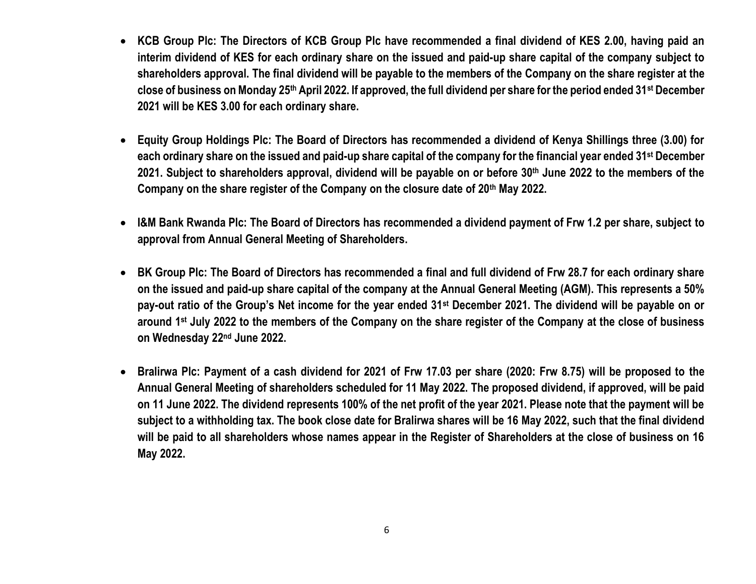- **KCB Group Plc: The Directors of KCB Group Plc have recommended a final dividend of KES 2.00, having paid an interim dividend of KES for each ordinary share on the issued and paid-up share capital of the company subject to shareholders approval. The final dividend will be payable to the members of the Company on the share register at the close of business on Monday 25th April 2022. If approved, the full dividend per share for the period ended 31st December 2021 will be KES 3.00 for each ordinary share.**

- **Equity Group Holdings Plc: The Board of Directors has recommended a dividend of Kenya Shillings three (3.00) for each ordinary share on the issued and paid-up share capital of the company for the financial year ended 31st December 2021. Subject to shareholders approval, dividend will be payable on or before 30th June 2022 to the members of the Company on the share register of the Company on the closure date of 20th May 2022.**

- **I&M Bank Rwanda Plc: The Board of Directors has recommended a dividend payment of Frw 1.2 per share, subject to approval from Annual General Meeting of Shareholders.**

- **BK Group Plc: The Board of Directors has recommended a final and full dividend of Frw 28.7 for each ordinary share on the issued and paid-up share capital of the company at the Annual General Meeting (AGM). This represents a 50% pay-out ratio of the Group's Net income for the year ended 31st December 2021. The dividend will be payable on or around 1st July 2022 to the members of the Company on the share register of the Company at the close of business on Wednesday 22nd June 2022.**

- **Bralirwa Plc: Payment of a cash dividend for 2021 of Frw 17.03 per share (2020: Frw 8.75) will be proposed to the Annual General Meeting of shareholders scheduled for 11 May 2022. The proposed dividend, if approved, will be paid on 11 June 2022. The dividend represents 100% of the net profit of the year 2021. Please note that the payment will be subject to a withholding tax. The book close date for Bralirwa shares will be 16 May 2022, such that the final dividend will be paid to all shareholders whose names appear in the Register of Shareholders at the close of business on 16 May 2022.**